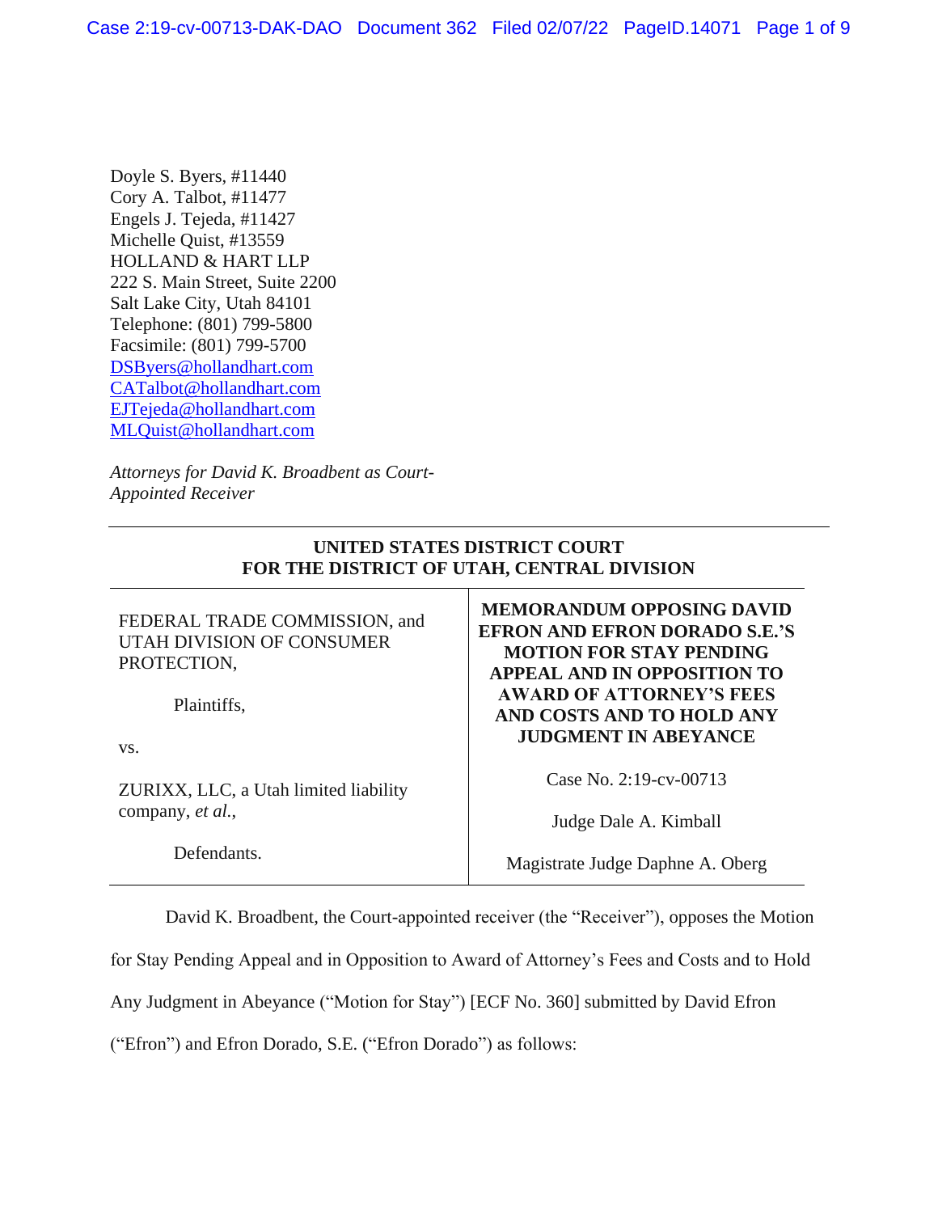Doyle S. Byers, #11440
Cory A. Talbot, #11477
Engels J. Tejeda, #11427
Michelle Quist, #13559
HOLLAND & HART LLP
222 S. Main Street, Suite 2200
Salt Lake City, Utah 84101
Telephone: (801) 799-5800
Facsimile: (801) 799-5700
DSByers@hollandhart.com
CATalbot@hollandhart.com
EJTejeda@hollandhart.com
MLQuist@hollandhart.com

*Attorneys for David K. Broadbent as Court-Appointed Receiver*

**UNITED STATES DISTRICT COURT**
**FOR THE DISTRICT OF UTAH, CENTRAL DIVISION**

| | |
|---|---|
| FEDERAL TRADE COMMISSION, and UTAH DIVISION OF CONSUMER PROTECTION,<br><br>Plaintiffs,<br><br>vs.<br><br>ZURIXX, LLC, a Utah limited liability company, *et al.*,<br><br>Defendants. | **MEMORANDUM OPPOSING DAVID EFRON AND EFRON DORADO S.E.'S MOTION FOR STAY PENDING APPEAL AND IN OPPOSITION TO AWARD OF ATTORNEY'S FEES AND COSTS AND TO HOLD ANY JUDGMENT IN ABEYANCE**<br><br>Case No. 2:19-cv-00713<br><br>Judge Dale A. Kimball<br><br>Magistrate Judge Daphne A. Oberg |

David K. Broadbent, the Court-appointed receiver (the "Receiver"), opposes the Motion for Stay Pending Appeal and in Opposition to Award of Attorney's Fees and Costs and to Hold Any Judgment in Abeyance ("Motion for Stay") [ECF No. 360] submitted by David Efron ("Efron") and Efron Dorado, S.E. ("Efron Dorado") as follows: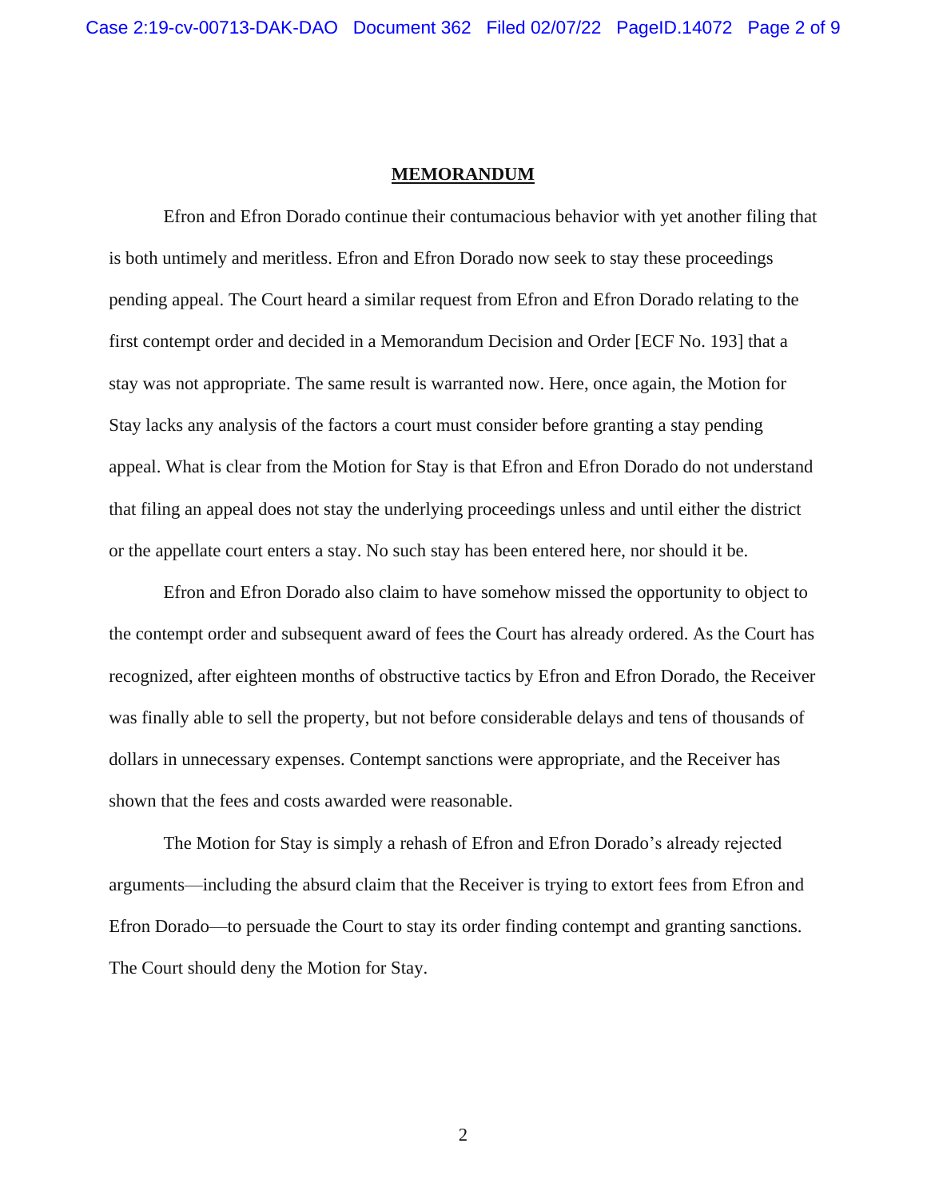## MEMORANDUM

Efron and Efron Dorado continue their contumacious behavior with yet another filing that is both untimely and meritless. Efron and Efron Dorado now seek to stay these proceedings pending appeal. The Court heard a similar request from Efron and Efron Dorado relating to the first contempt order and decided in a Memorandum Decision and Order [ECF No. 193] that a stay was not appropriate. The same result is warranted now. Here, once again, the Motion for Stay lacks any analysis of the factors a court must consider before granting a stay pending appeal. What is clear from the Motion for Stay is that Efron and Efron Dorado do not understand that filing an appeal does not stay the underlying proceedings unless and until either the district or the appellate court enters a stay. No such stay has been entered here, nor should it be.

Efron and Efron Dorado also claim to have somehow missed the opportunity to object to the contempt order and subsequent award of fees the Court has already ordered. As the Court has recognized, after eighteen months of obstructive tactics by Efron and Efron Dorado, the Receiver was finally able to sell the property, but not before considerable delays and tens of thousands of dollars in unnecessary expenses. Contempt sanctions were appropriate, and the Receiver has shown that the fees and costs awarded were reasonable.

The Motion for Stay is simply a rehash of Efron and Efron Dorado's already rejected arguments—including the absurd claim that the Receiver is trying to extort fees from Efron and Efron Dorado—to persuade the Court to stay its order finding contempt and granting sanctions. The Court should deny the Motion for Stay.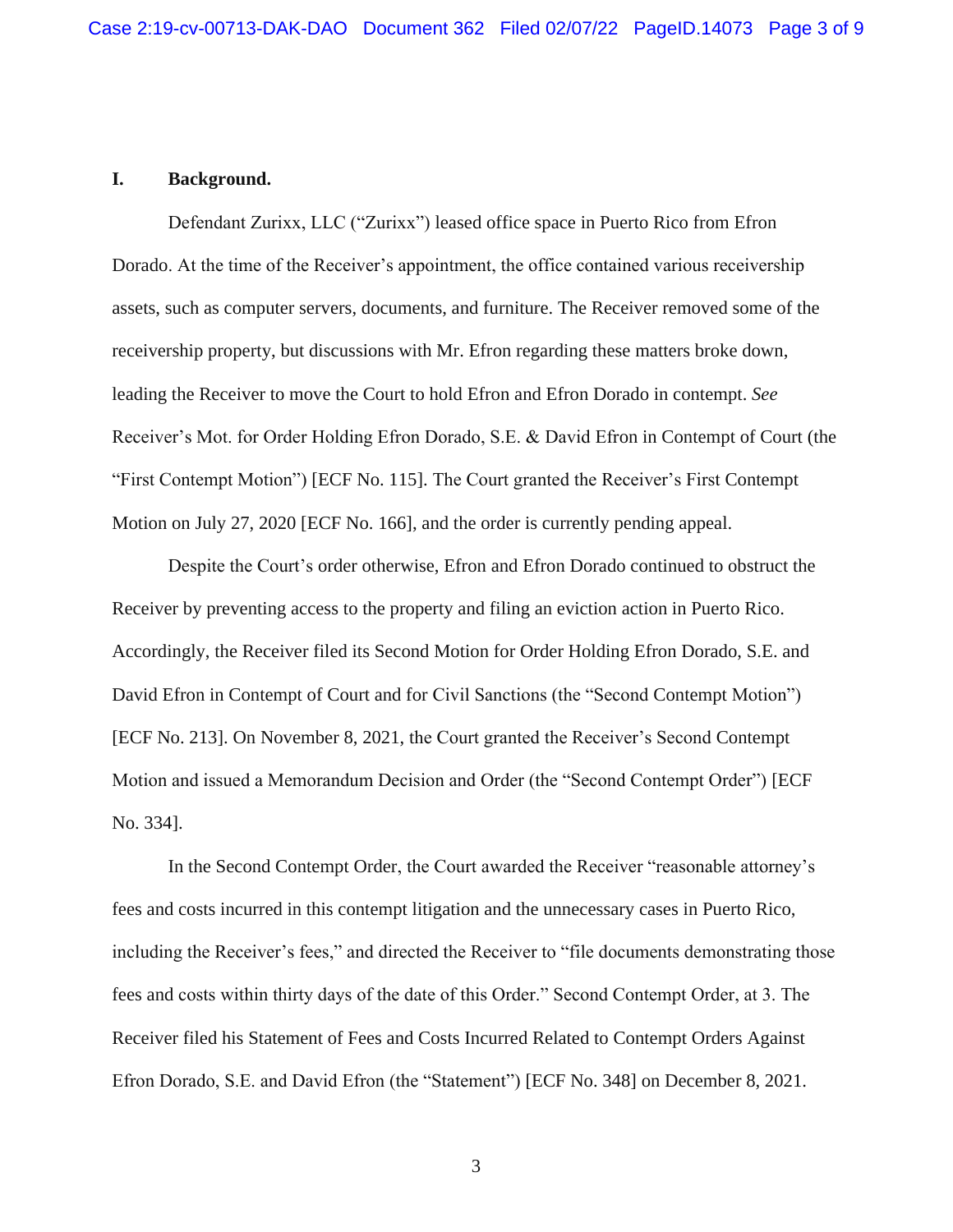## I. Background.

Defendant Zurixx, LLC ("Zurixx") leased office space in Puerto Rico from Efron Dorado. At the time of the Receiver's appointment, the office contained various receivership assets, such as computer servers, documents, and furniture. The Receiver removed some of the receivership property, but discussions with Mr. Efron regarding these matters broke down, leading the Receiver to move the Court to hold Efron and Efron Dorado in contempt. *See* Receiver's Mot. for Order Holding Efron Dorado, S.E. & David Efron in Contempt of Court (the "First Contempt Motion") [ECF No. 115]. The Court granted the Receiver's First Contempt Motion on July 27, 2020 [ECF No. 166], and the order is currently pending appeal.

Despite the Court's order otherwise, Efron and Efron Dorado continued to obstruct the Receiver by preventing access to the property and filing an eviction action in Puerto Rico. Accordingly, the Receiver filed its Second Motion for Order Holding Efron Dorado, S.E. and David Efron in Contempt of Court and for Civil Sanctions (the "Second Contempt Motion") [ECF No. 213]. On November 8, 2021, the Court granted the Receiver's Second Contempt Motion and issued a Memorandum Decision and Order (the "Second Contempt Order") [ECF No. 334].

In the Second Contempt Order, the Court awarded the Receiver "reasonable attorney's fees and costs incurred in this contempt litigation and the unnecessary cases in Puerto Rico, including the Receiver's fees," and directed the Receiver to "file documents demonstrating those fees and costs within thirty days of the date of this Order." Second Contempt Order, at 3. The Receiver filed his Statement of Fees and Costs Incurred Related to Contempt Orders Against Efron Dorado, S.E. and David Efron (the "Statement") [ECF No. 348] on December 8, 2021.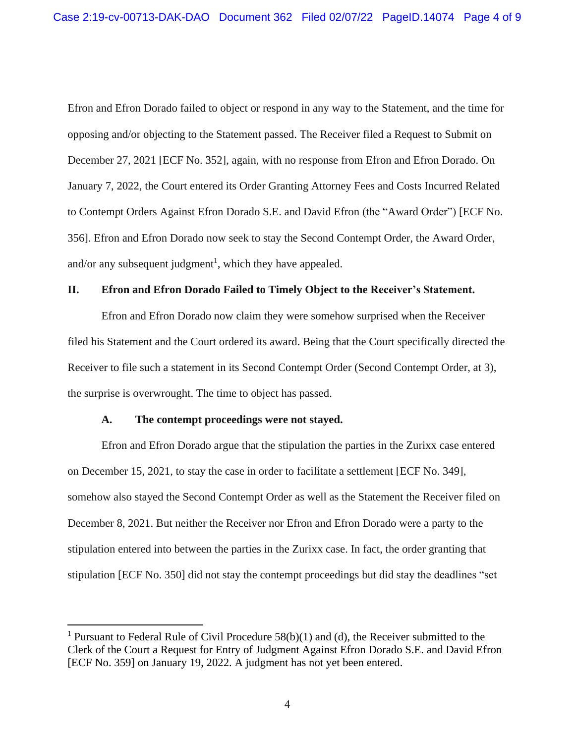Efron and Efron Dorado failed to object or respond in any way to the Statement, and the time for opposing and/or objecting to the Statement passed. The Receiver filed a Request to Submit on December 27, 2021 [ECF No. 352], again, with no response from Efron and Efron Dorado. On January 7, 2022, the Court entered its Order Granting Attorney Fees and Costs Incurred Related to Contempt Orders Against Efron Dorado S.E. and David Efron (the "Award Order") [ECF No. 356]. Efron and Efron Dorado now seek to stay the Second Contempt Order, the Award Order, and/or any subsequent judgment[1], which they have appealed.

## II. Efron and Efron Dorado Failed to Timely Object to the Receiver's Statement.

Efron and Efron Dorado now claim they were somehow surprised when the Receiver filed his Statement and the Court ordered its award. Being that the Court specifically directed the Receiver to file such a statement in its Second Contempt Order (Second Contempt Order, at 3), the surprise is overwrought. The time to object has passed.

### A. The contempt proceedings were not stayed.

Efron and Efron Dorado argue that the stipulation the parties in the Zurixx case entered on December 15, 2021, to stay the case in order to facilitate a settlement [ECF No. 349], somehow also stayed the Second Contempt Order as well as the Statement the Receiver filed on December 8, 2021. But neither the Receiver nor Efron and Efron Dorado were a party to the stipulation entered into between the parties in the Zurixx case. In fact, the order granting that stipulation [ECF No. 350] did not stay the contempt proceedings but did stay the deadlines "set

[1] Pursuant to Federal Rule of Civil Procedure 58(b)(1) and (d), the Receiver submitted to the Clerk of the Court a Request for Entry of Judgment Against Efron Dorado S.E. and David Efron [ECF No. 359] on January 19, 2022. A judgment has not yet been entered.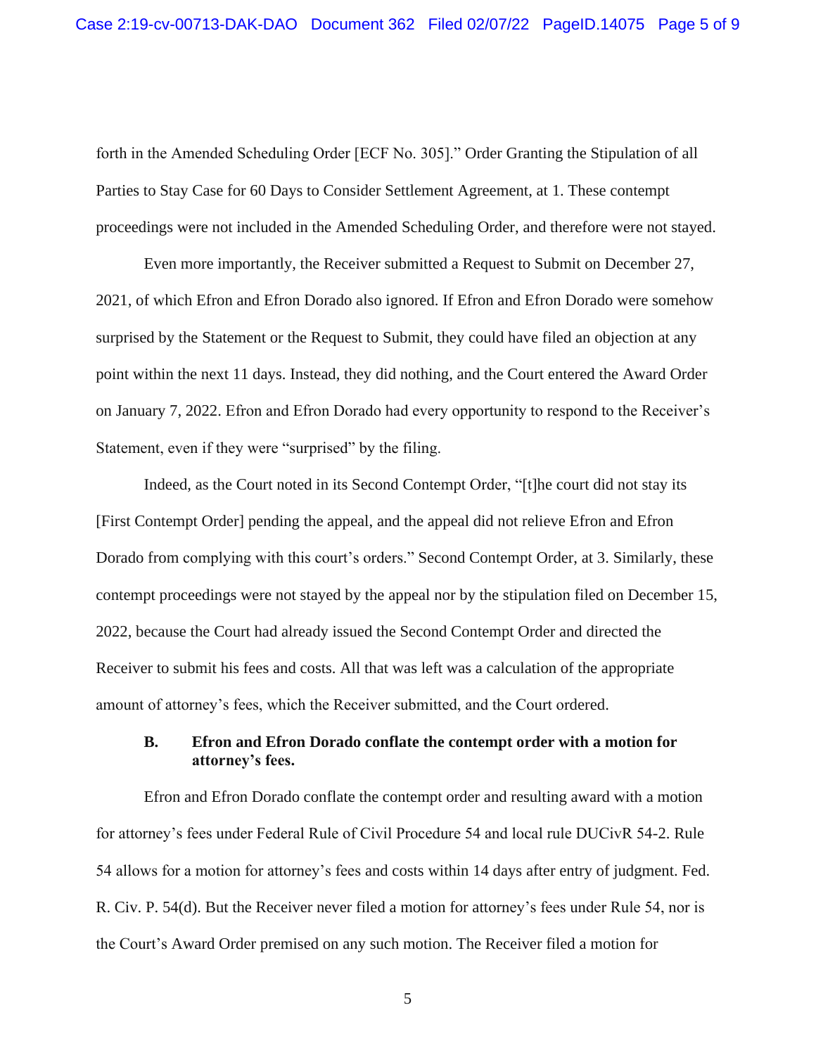forth in the Amended Scheduling Order [ECF No. 305].” Order Granting the Stipulation of all Parties to Stay Case for 60 Days to Consider Settlement Agreement, at 1. These contempt proceedings were not included in the Amended Scheduling Order, and therefore were not stayed.

Even more importantly, the Receiver submitted a Request to Submit on December 27, 2021, of which Efron and Efron Dorado also ignored. If Efron and Efron Dorado were somehow surprised by the Statement or the Request to Submit, they could have filed an objection at any point within the next 11 days. Instead, they did nothing, and the Court entered the Award Order on January 7, 2022. Efron and Efron Dorado had every opportunity to respond to the Receiver’s Statement, even if they were “surprised” by the filing.

Indeed, as the Court noted in its Second Contempt Order, “[t]he court did not stay its [First Contempt Order] pending the appeal, and the appeal did not relieve Efron and Efron Dorado from complying with this court’s orders.” Second Contempt Order, at 3. Similarly, these contempt proceedings were not stayed by the appeal nor by the stipulation filed on December 15, 2022, because the Court had already issued the Second Contempt Order and directed the Receiver to submit his fees and costs. All that was left was a calculation of the appropriate amount of attorney’s fees, which the Receiver submitted, and the Court ordered.

### B. Efron and Efron Dorado conflate the contempt order with a motion for attorney’s fees.

Efron and Efron Dorado conflate the contempt order and resulting award with a motion for attorney’s fees under Federal Rule of Civil Procedure 54 and local rule DUCivR 54-2. Rule 54 allows for a motion for attorney’s fees and costs within 14 days after entry of judgment. Fed. R. Civ. P. 54(d). But the Receiver never filed a motion for attorney’s fees under Rule 54, nor is the Court’s Award Order premised on any such motion. The Receiver filed a motion for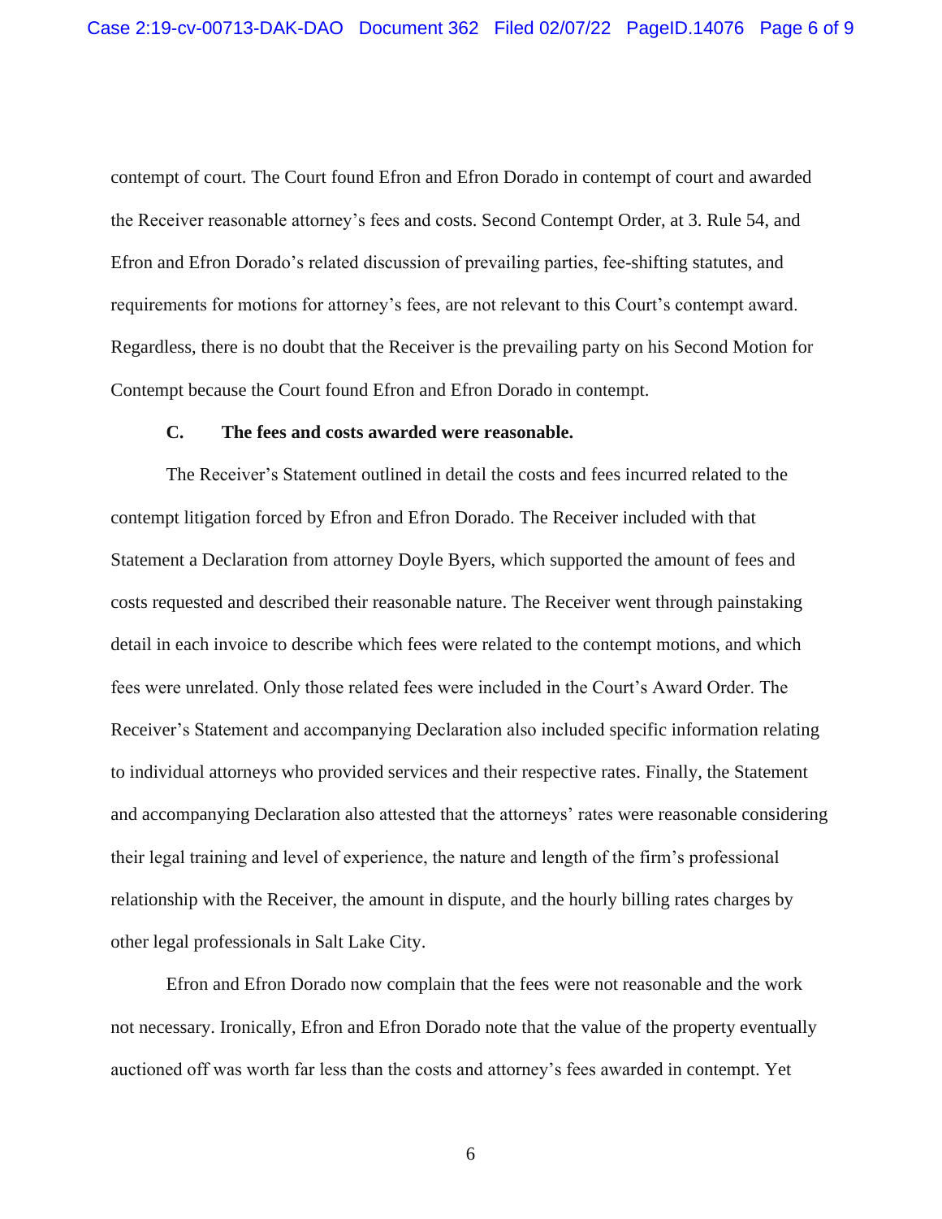contempt of court. The Court found Efron and Efron Dorado in contempt of court and awarded the Receiver reasonable attorney's fees and costs. Second Contempt Order, at 3. Rule 54, and Efron and Efron Dorado's related discussion of prevailing parties, fee-shifting statutes, and requirements for motions for attorney's fees, are not relevant to this Court's contempt award. Regardless, there is no doubt that the Receiver is the prevailing party on his Second Motion for Contempt because the Court found Efron and Efron Dorado in contempt.

### C. The fees and costs awarded were reasonable.

The Receiver's Statement outlined in detail the costs and fees incurred related to the contempt litigation forced by Efron and Efron Dorado. The Receiver included with that Statement a Declaration from attorney Doyle Byers, which supported the amount of fees and costs requested and described their reasonable nature. The Receiver went through painstaking detail in each invoice to describe which fees were related to the contempt motions, and which fees were unrelated. Only those related fees were included in the Court's Award Order. The Receiver's Statement and accompanying Declaration also included specific information relating to individual attorneys who provided services and their respective rates. Finally, the Statement and accompanying Declaration also attested that the attorneys' rates were reasonable considering their legal training and level of experience, the nature and length of the firm's professional relationship with the Receiver, the amount in dispute, and the hourly billing rates charges by other legal professionals in Salt Lake City.

Efron and Efron Dorado now complain that the fees were not reasonable and the work not necessary. Ironically, Efron and Efron Dorado note that the value of the property eventually auctioned off was worth far less than the costs and attorney's fees awarded in contempt. Yet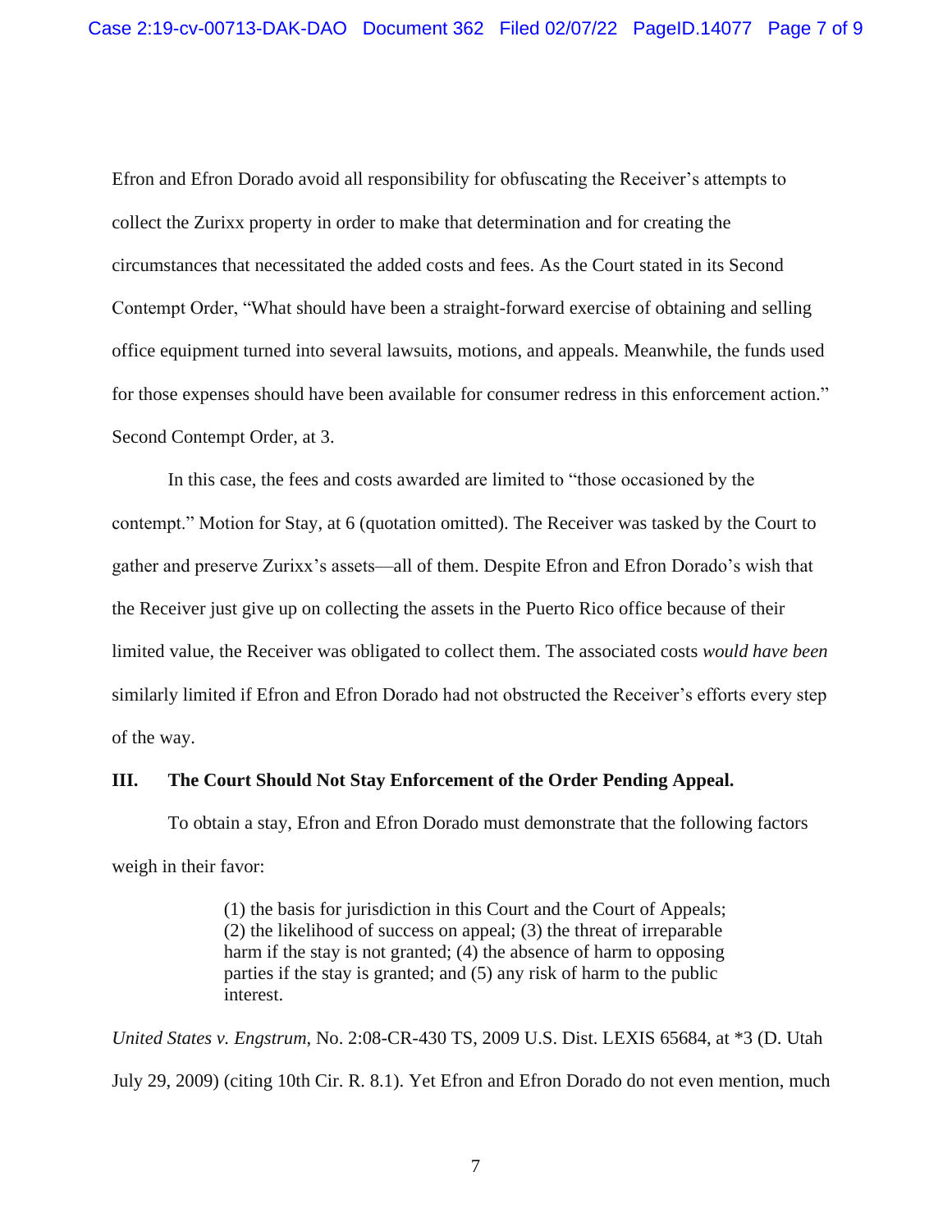Efron and Efron Dorado avoid all responsibility for obfuscating the Receiver's attempts to collect the Zurixx property in order to make that determination and for creating the circumstances that necessitated the added costs and fees. As the Court stated in its Second Contempt Order, "What should have been a straight-forward exercise of obtaining and selling office equipment turned into several lawsuits, motions, and appeals. Meanwhile, the funds used for those expenses should have been available for consumer redress in this enforcement action." Second Contempt Order, at 3.

In this case, the fees and costs awarded are limited to "those occasioned by the contempt." Motion for Stay, at 6 (quotation omitted). The Receiver was tasked by the Court to gather and preserve Zurixx's assets—all of them. Despite Efron and Efron Dorado's wish that the Receiver just give up on collecting the assets in the Puerto Rico office because of their limited value, the Receiver was obligated to collect them. The associated costs *would have been* similarly limited if Efron and Efron Dorado had not obstructed the Receiver's efforts every step of the way.

## III. The Court Should Not Stay Enforcement of the Order Pending Appeal.

To obtain a stay, Efron and Efron Dorado must demonstrate that the following factors weigh in their favor:

> (1) the basis for jurisdiction in this Court and the Court of Appeals; (2) the likelihood of success on appeal; (3) the threat of irreparable harm if the stay is not granted; (4) the absence of harm to opposing parties if the stay is granted; and (5) any risk of harm to the public interest.

*United States v. Engstrum*, No. 2:08-CR-430 TS, 2009 U.S. Dist. LEXIS 65684, at *3 (D. Utah July 29, 2009) (citing 10th Cir. R. 8.1). Yet Efron and Efron Dorado do not even mention, much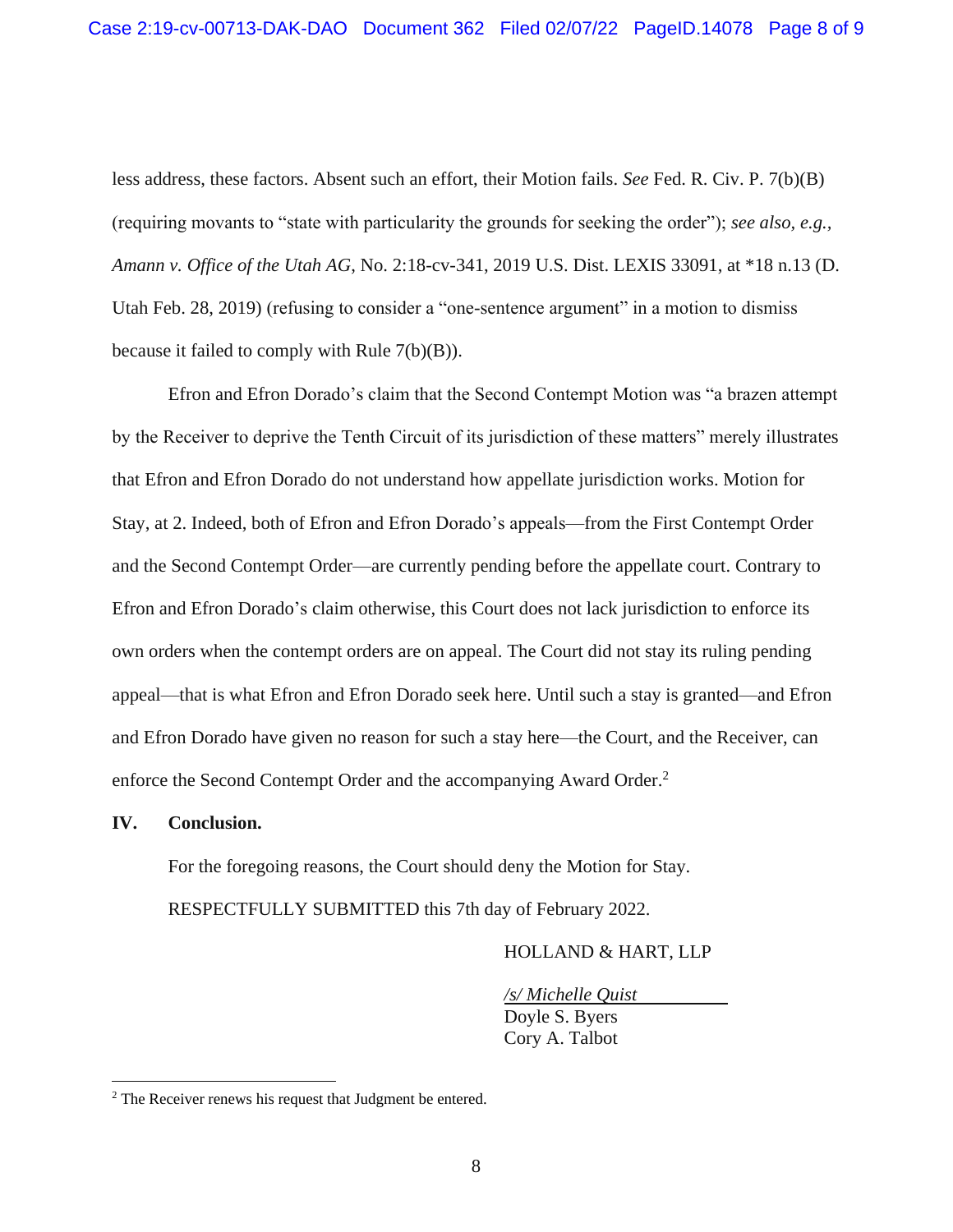less address, these factors. Absent such an effort, their Motion fails. *See* Fed. R. Civ. P. 7(b)(B) (requiring movants to "state with particularity the grounds for seeking the order"); *see also, e.g.*, *Amann v. Office of the Utah AG*, No. 2:18-cv-341, 2019 U.S. Dist. LEXIS 33091, at *18 n.13 (D. Utah Feb. 28, 2019) (refusing to consider a "one-sentence argument" in a motion to dismiss because it failed to comply with Rule 7(b)(B)).

Efron and Efron Dorado's claim that the Second Contempt Motion was "a brazen attempt by the Receiver to deprive the Tenth Circuit of its jurisdiction of these matters" merely illustrates that Efron and Efron Dorado do not understand how appellate jurisdiction works. Motion for Stay, at 2. Indeed, both of Efron and Efron Dorado's appeals—from the First Contempt Order and the Second Contempt Order—are currently pending before the appellate court. Contrary to Efron and Efron Dorado's claim otherwise, this Court does not lack jurisdiction to enforce its own orders when the contempt orders are on appeal. The Court did not stay its ruling pending appeal—that is what Efron and Efron Dorado seek here. Until such a stay is granted—and Efron and Efron Dorado have given no reason for such a stay here—the Court, and the Receiver, can enforce the Second Contempt Order and the accompanying Award Order.[2]

## IV. Conclusion.

For the foregoing reasons, the Court should deny the Motion for Stay.

RESPECTFULLY SUBMITTED this 7th day of February 2022.

HOLLAND & HART, LLP

*/s/ Michelle Quist*
Doyle S. Byers
Cory A. Talbot

---

[2] The Receiver renews his request that Judgment be entered.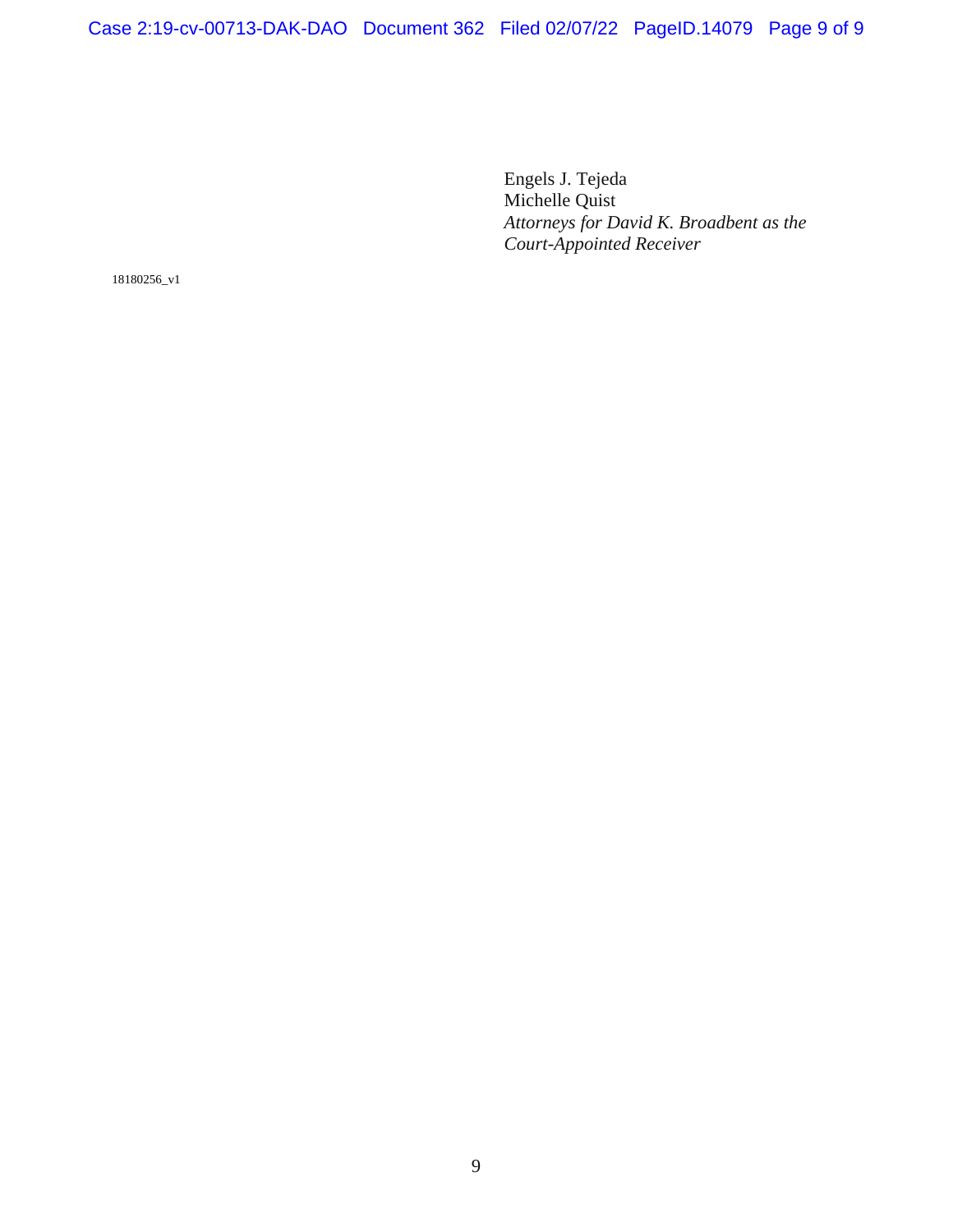Engels J. Tejeda
Michelle Quist
*Attorneys for David K. Broadbent as the Court-Appointed Receiver*

18180256_v1